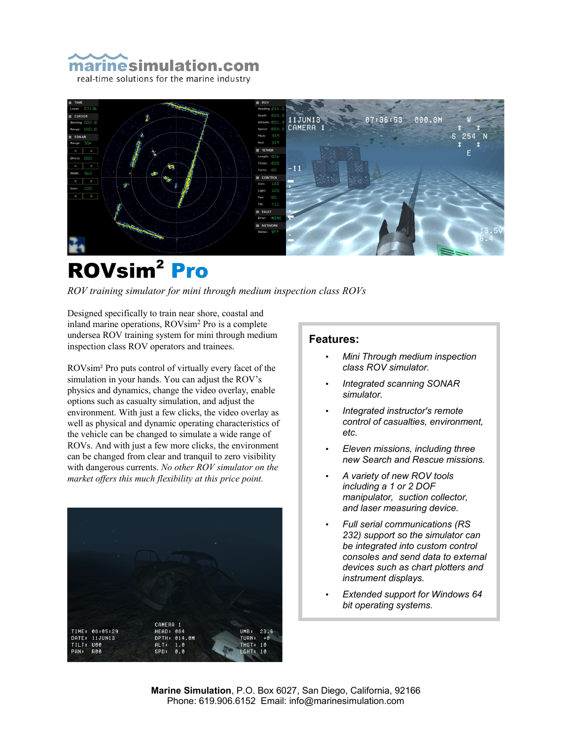marinesimulation.com

real-time solutions for the marine industry

# ROVsim² Pro

*ROV training simulator for mini through medium inspection class ROVs*

Designed specifically to train near shore, coastal and inland marine operations, ROVsim² Pro is a complete undersea ROV training system for mini through medium inspection class ROV operators and trainees.

ROVsim² Pro puts control of virtually every facet of the simulation in your hands. You can adjust the ROV's physics and dynamics, change the video overlay, enable options such as casualty simulation, and adjust the environment. With just a few clicks, the video overlay as well as physical and dynamic operating characteristics of the vehicle can be changed to simulate a wide range of ROVs. And with just a few more clicks, the environment can be changed from clear and tranquil to zero visibility with dangerous currents. *No other ROV simulator on the market offers this much flexibility at this price point.*

## Features:

- *Mini Through medium inspection class ROV simulator.*
- *Integrated scanning SONAR simulator.*
- *Integrated instructor's remote control of casualties, environment, etc.*
- *Eleven missions, including three new Search and Rescue missions.*
- *A variety of new ROV tools including a 1 or 2 DOF manipulator, suction collector, and laser measuring device.*
- *Full serial communications (RS 232) support so the simulator can be integrated into custom control consoles and send data to external devices such as chart plotters and instrument displays.*
- *Extended support for Windows 64 bit operating systems.*

**Marine Simulation**, P.O. Box 6027, San Diego, California, 92166
Phone: 619.906.6152 Email: info@marinesimulation.com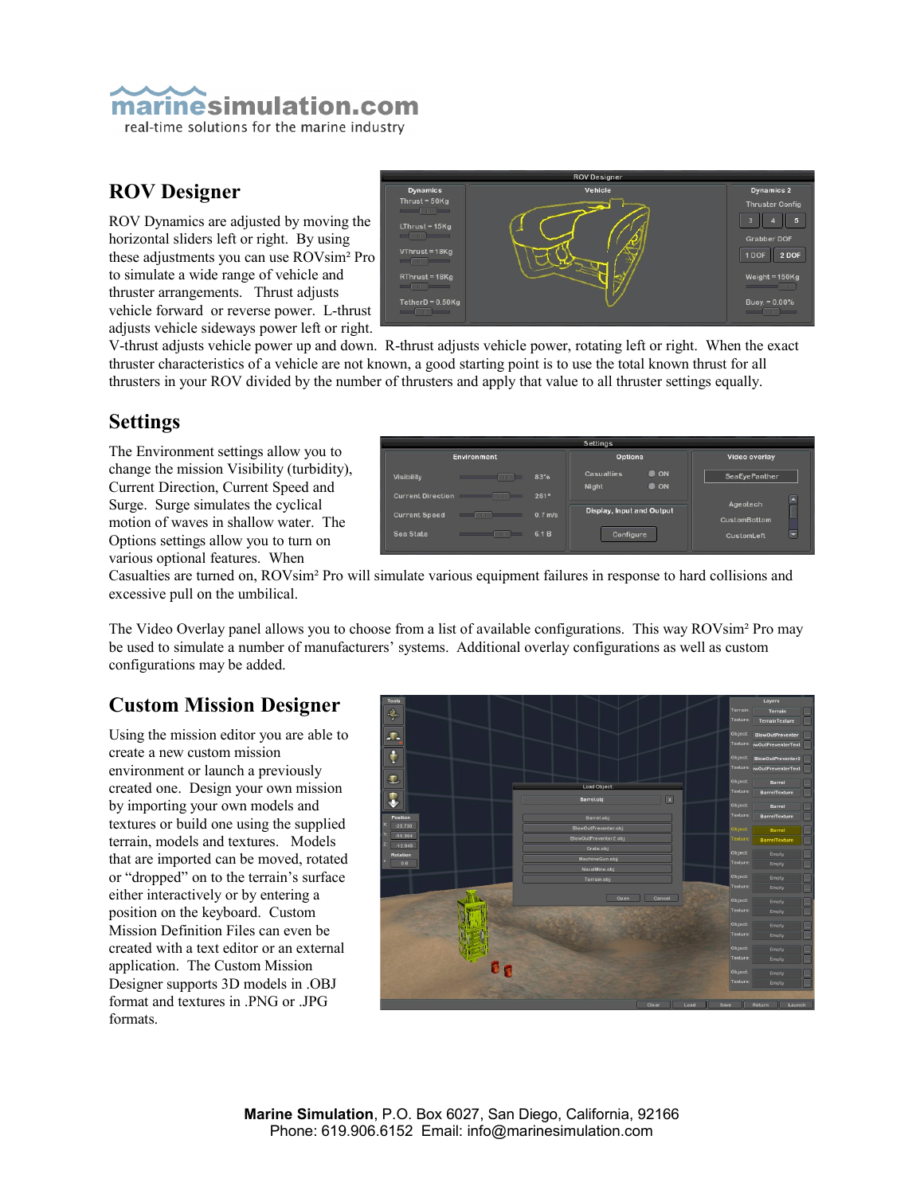# ROV Designer

ROV Dynamics are adjusted by moving the horizontal sliders left or right. By using these adjustments you can use ROVsim² Pro to simulate a wide range of vehicle and thruster arrangements. Thrust adjusts vehicle forward or reverse power. L-thrust adjusts vehicle sideways power left or right. V-thrust adjusts vehicle power up and down. R-thrust adjusts vehicle power, rotating left or right. When the exact thruster characteristics of a vehicle are not known, a good starting point is to use the total known thrust for all thrusters in your ROV divided by the number of thrusters and apply that value to all thruster settings equally.

# Settings

The Environment settings allow you to change the mission Visibility (turbidity), Current Direction, Current Speed and Surge. Surge simulates the cyclical motion of waves in shallow water. The Options settings allow you to turn on various optional features. When Casualties are turned on, ROVsim² Pro will simulate various equipment failures in response to hard collisions and excessive pull on the umbilical.

The Video Overlay panel allows you to choose from a list of available configurations. This way ROVsim² Pro may be used to simulate a number of manufacturers' systems. Additional overlay configurations as well as custom configurations may be added.

# Custom Mission Designer

Using the mission editor you are able to create a new custom mission environment or launch a previously created one. Design your own mission by importing your own models and textures or build one using the supplied terrain, models and textures. Models that are imported can be moved, rotated or "dropped" on to the terrain's surface either interactively or by entering a position on the keyboard. Custom Mission Definition Files can even be created with a text editor or an external application. The Custom Mission Designer supports 3D models in .OBJ format and textures in .PNG or .JPG formats.

**Marine Simulation**, P.O. Box 6027, San Diego, California, 92166
Phone: 619.906.6152 Email: info@marinesimulation.com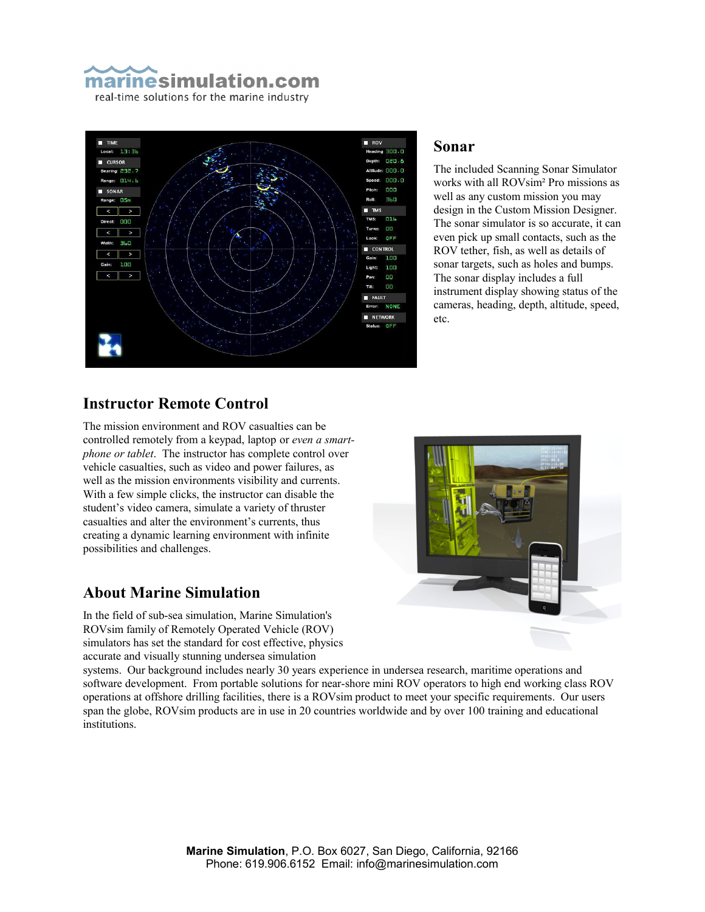marinesimulation.com
real-time solutions for the marine industry

## Sonar

The included Scanning Sonar Simulator works with all ROVsim² Pro missions as well as any custom mission you may design in the Custom Mission Designer. The sonar simulator is so accurate, it can even pick up small contacts, such as the ROV tether, fish, as well as details of sonar targets, such as holes and bumps. The sonar display includes a full instrument display showing status of the cameras, heading, depth, altitude, speed, etc.

## Instructor Remote Control

The mission environment and ROV casualties can be controlled remotely from a keypad, laptop or *even a smart-phone or tablet*. The instructor has complete control over vehicle casualties, such as video and power failures, as well as the mission environments visibility and currents. With a few simple clicks, the instructor can disable the student's video camera, simulate a variety of thruster casualties and alter the environment's currents, thus creating a dynamic learning environment with infinite possibilities and challenges.

## About Marine Simulation

In the field of sub-sea simulation, Marine Simulation's ROVsim family of Remotely Operated Vehicle (ROV) simulators has set the standard for cost effective, physics accurate and visually stunning undersea simulation systems. Our background includes nearly 30 years experience in undersea research, maritime operations and software development. From portable solutions for near-shore mini ROV operators to high end working class ROV operations at offshore drilling facilities, there is a ROVsim product to meet your specific requirements. Our users span the globe, ROVsim products are in use in 20 countries worldwide and by over 100 training and educational institutions.

**Marine Simulation**, P.O. Box 6027, San Diego, California, 92166
Phone: 619.906.6152 Email: info@marinesimulation.com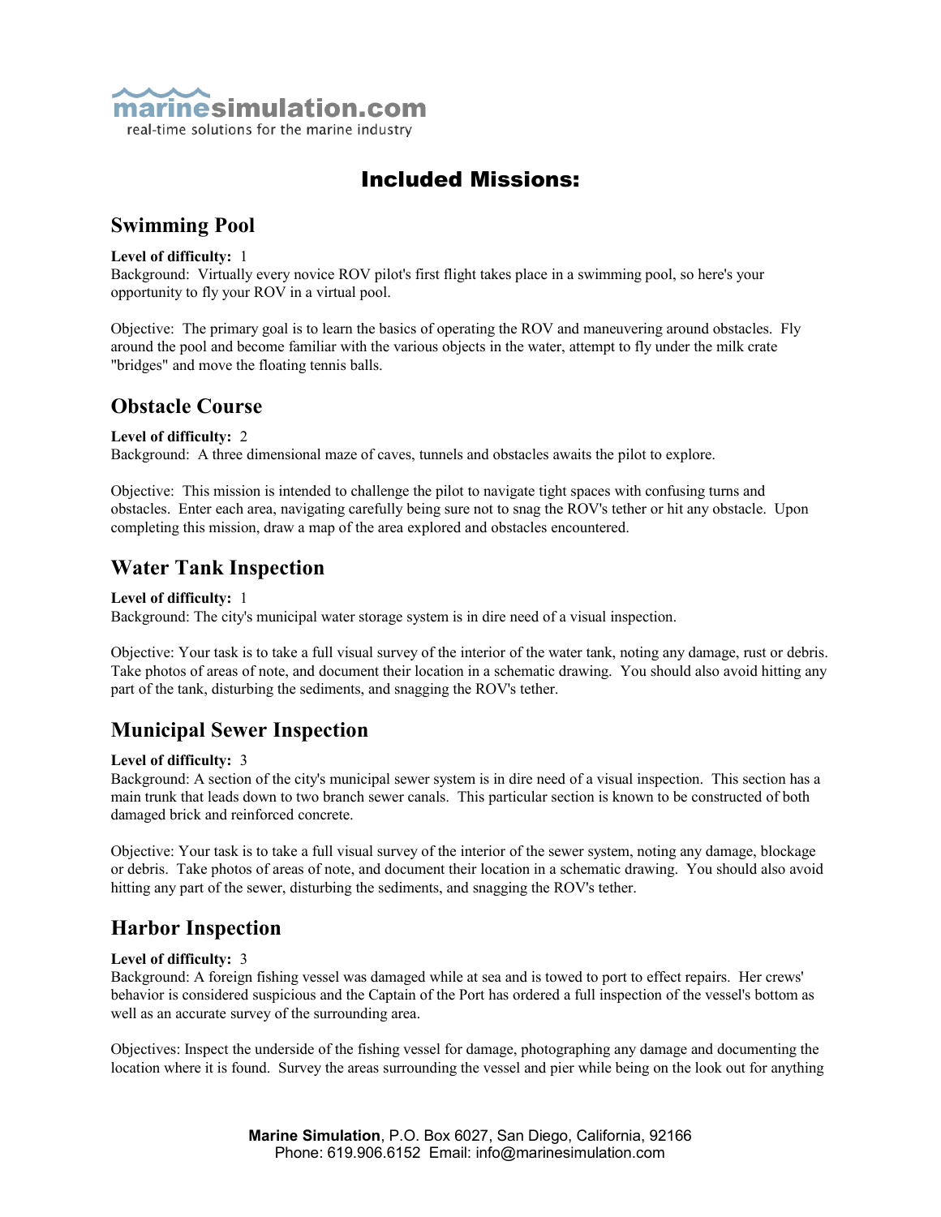# Included Missions:

## Swimming Pool

**Level of difficulty:** 1
Background: Virtually every novice ROV pilot's first flight takes place in a swimming pool, so here's your opportunity to fly your ROV in a virtual pool.

Objective: The primary goal is to learn the basics of operating the ROV and maneuvering around obstacles. Fly around the pool and become familiar with the various objects in the water, attempt to fly under the milk crate "bridges" and move the floating tennis balls.

## Obstacle Course

**Level of difficulty:** 2
Background: A three dimensional maze of caves, tunnels and obstacles awaits the pilot to explore.

Objective: This mission is intended to challenge the pilot to navigate tight spaces with confusing turns and obstacles. Enter each area, navigating carefully being sure not to snag the ROV's tether or hit any obstacle. Upon completing this mission, draw a map of the area explored and obstacles encountered.

## Water Tank Inspection

**Level of difficulty:** 1
Background: The city's municipal water storage system is in dire need of a visual inspection.

Objective: Your task is to take a full visual survey of the interior of the water tank, noting any damage, rust or debris. Take photos of areas of note, and document their location in a schematic drawing. You should also avoid hitting any part of the tank, disturbing the sediments, and snagging the ROV's tether.

## Municipal Sewer Inspection

**Level of difficulty:** 3
Background: A section of the city's municipal sewer system is in dire need of a visual inspection. This section has a main trunk that leads down to two branch sewer canals. This particular section is known to be constructed of both damaged brick and reinforced concrete.

Objective: Your task is to take a full visual survey of the interior of the sewer system, noting any damage, blockage or debris. Take photos of areas of note, and document their location in a schematic drawing. You should also avoid hitting any part of the sewer, disturbing the sediments, and snagging the ROV's tether.

## Harbor Inspection

**Level of difficulty:** 3
Background: A foreign fishing vessel was damaged while at sea and is towed to port to effect repairs. Her crews' behavior is considered suspicious and the Captain of the Port has ordered a full inspection of the vessel's bottom as well as an accurate survey of the surrounding area.

Objectives: Inspect the underside of the fishing vessel for damage, photographing any damage and documenting the location where it is found. Survey the areas surrounding the vessel and pier while being on the look out for anything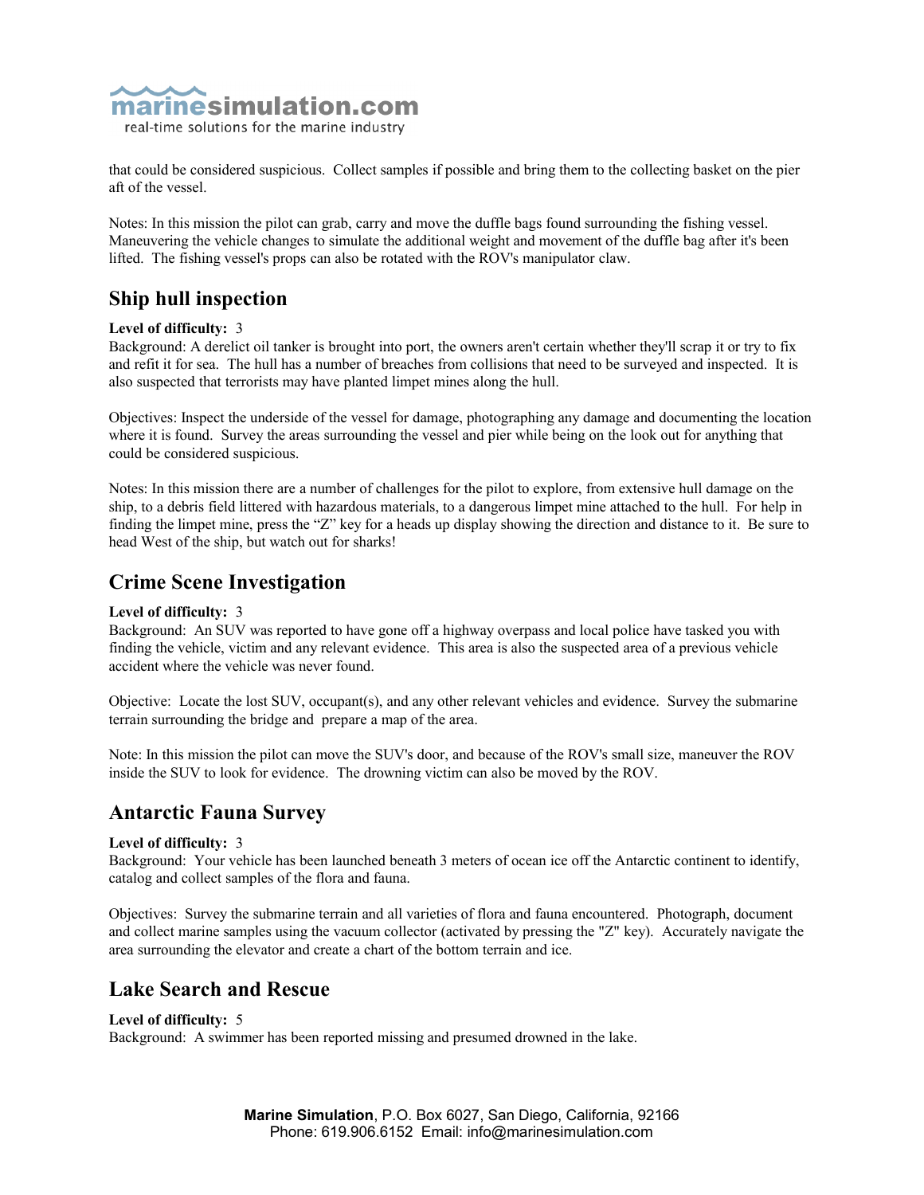that could be considered suspicious. Collect samples if possible and bring them to the collecting basket on the pier aft of the vessel.

Notes: In this mission the pilot can grab, carry and move the duffle bags found surrounding the fishing vessel. Maneuvering the vehicle changes to simulate the additional weight and movement of the duffle bag after it's been lifted. The fishing vessel's props can also be rotated with the ROV's manipulator claw.

## Ship hull inspection

**Level of difficulty:** 3
Background: A derelict oil tanker is brought into port, the owners aren't certain whether they'll scrap it or try to fix and refit it for sea. The hull has a number of breaches from collisions that need to be surveyed and inspected. It is also suspected that terrorists may have planted limpet mines along the hull.

Objectives: Inspect the underside of the vessel for damage, photographing any damage and documenting the location where it is found. Survey the areas surrounding the vessel and pier while being on the look out for anything that could be considered suspicious.

Notes: In this mission there are a number of challenges for the pilot to explore, from extensive hull damage on the ship, to a debris field littered with hazardous materials, to a dangerous limpet mine attached to the hull. For help in finding the limpet mine, press the "Z" key for a heads up display showing the direction and distance to it. Be sure to head West of the ship, but watch out for sharks!

## Crime Scene Investigation

**Level of difficulty:** 3
Background: An SUV was reported to have gone off a highway overpass and local police have tasked you with finding the vehicle, victim and any relevant evidence. This area is also the suspected area of a previous vehicle accident where the vehicle was never found.

Objective: Locate the lost SUV, occupant(s), and any other relevant vehicles and evidence. Survey the submarine terrain surrounding the bridge and prepare a map of the area.

Note: In this mission the pilot can move the SUV's door, and because of the ROV's small size, maneuver the ROV inside the SUV to look for evidence. The drowning victim can also be moved by the ROV.

## Antarctic Fauna Survey

**Level of difficulty:** 3
Background: Your vehicle has been launched beneath 3 meters of ocean ice off the Antarctic continent to identify, catalog and collect samples of the flora and fauna.

Objectives: Survey the submarine terrain and all varieties of flora and fauna encountered. Photograph, document and collect marine samples using the vacuum collector (activated by pressing the "Z" key). Accurately navigate the area surrounding the elevator and create a chart of the bottom terrain and ice.

## Lake Search and Rescue

**Level of difficulty:** 5
Background: A swimmer has been reported missing and presumed drowned in the lake.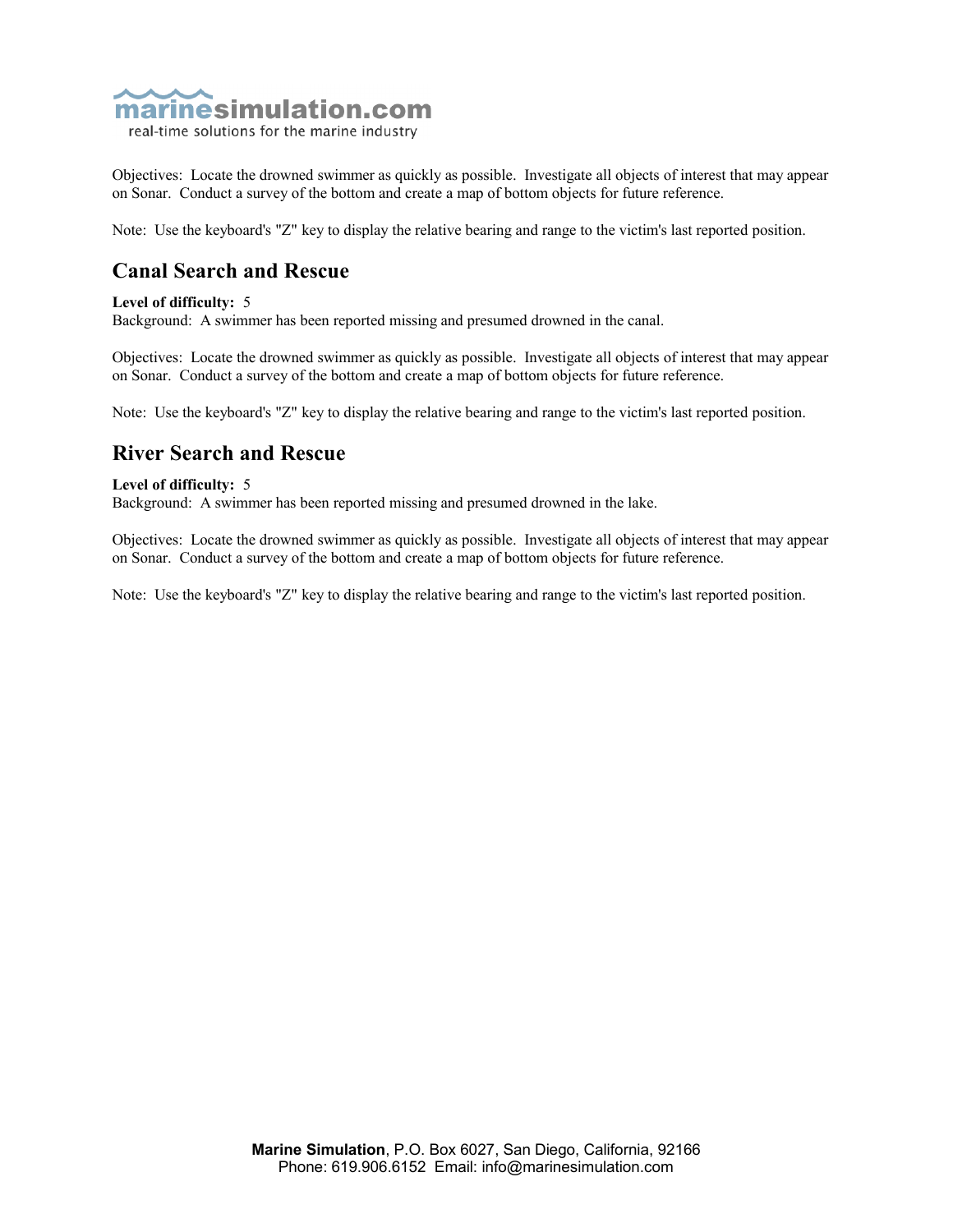Objectives: Locate the drowned swimmer as quickly as possible. Investigate all objects of interest that may appear on Sonar. Conduct a survey of the bottom and create a map of bottom objects for future reference.

Note: Use the keyboard's "Z" key to display the relative bearing and range to the victim's last reported position.

## Canal Search and Rescue

**Level of difficulty:** 5
Background: A swimmer has been reported missing and presumed drowned in the canal.

Objectives: Locate the drowned swimmer as quickly as possible. Investigate all objects of interest that may appear on Sonar. Conduct a survey of the bottom and create a map of bottom objects for future reference.

Note: Use the keyboard's "Z" key to display the relative bearing and range to the victim's last reported position.

## River Search and Rescue

**Level of difficulty:** 5
Background: A swimmer has been reported missing and presumed drowned in the lake.

Objectives: Locate the drowned swimmer as quickly as possible. Investigate all objects of interest that may appear on Sonar. Conduct a survey of the bottom and create a map of bottom objects for future reference.

Note: Use the keyboard's "Z" key to display the relative bearing and range to the victim's last reported position.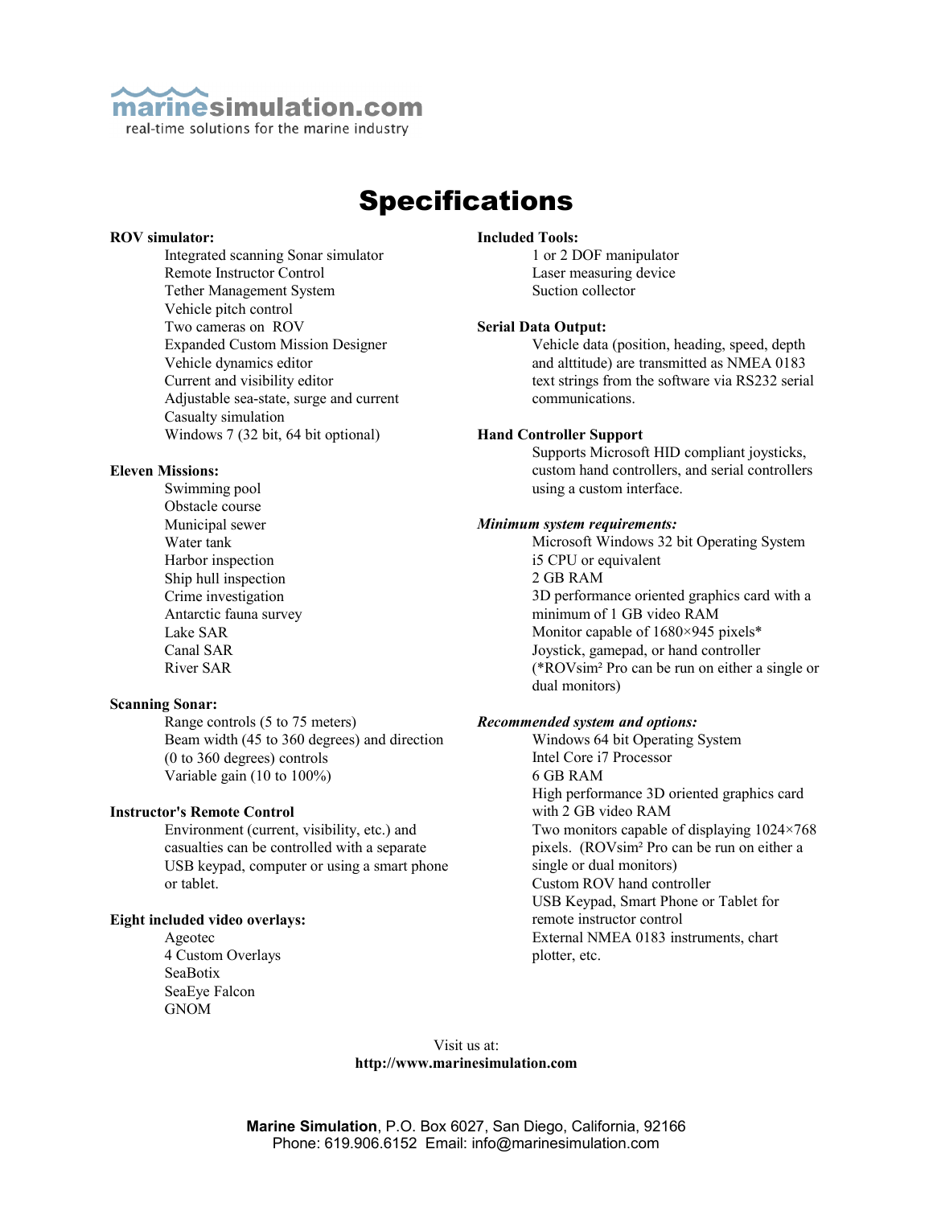marinesimulation.com
real-time solutions for the marine industry

# Specifications

**ROV simulator:**

- Integrated scanning Sonar simulator
- Remote Instructor Control
- Tether Management System
- Vehicle pitch control
- Two cameras on ROV
- Expanded Custom Mission Designer
- Vehicle dynamics editor
- Current and visibility editor
- Adjustable sea-state, surge and current
- Casualty simulation
- Windows 7 (32 bit, 64 bit optional)

**Eleven Missions:**

- Swimming pool
- Obstacle course
- Municipal sewer
- Water tank
- Harbor inspection
- Ship hull inspection
- Crime investigation
- Antarctic fauna survey
- Lake SAR
- Canal SAR
- River SAR

**Scanning Sonar:**

- Range controls (5 to 75 meters)
- Beam width (45 to 360 degrees) and direction (0 to 360 degrees) controls
- Variable gain (10 to 100%)

**Instructor's Remote Control**

Environment (current, visibility, etc.) and casualties can be controlled with a separate USB keypad, computer or using a smart phone or tablet.

**Eight included video overlays:**

- Ageotec
- 4 Custom Overlays
- SeaBotix
- SeaEye Falcon
- GNOM

**Included Tools:**

- 1 or 2 DOF manipulator
- Laser measuring device
- Suction collector

**Serial Data Output:**

Vehicle data (position, heading, speed, depth and alttitude) are transmitted as NMEA 0183 text strings from the software via RS232 serial communications.

**Hand Controller Support**

Supports Microsoft HID compliant joysticks, custom hand controllers, and serial controllers using a custom interface.

***Minimum system requirements:***

- Microsoft Windows 32 bit Operating System
- i5 CPU or equivalent
- 2 GB RAM
- 3D performance oriented graphics card with a minimum of 1 GB video RAM
- Monitor capable of 1680×945 pixels*
- Joystick, gamepad, or hand controller

(*ROVsim² Pro can be run on either a single or dual monitors)

***Recommended system and options:***

- Windows 64 bit Operating System
- Intel Core i7 Processor
- 6 GB RAM
- High performance 3D oriented graphics card with 2 GB video RAM
- Two monitors capable of displaying 1024×768 pixels. (ROVsim² Pro can be run on either a single or dual monitors)
- Custom ROV hand controller
- USB Keypad, Smart Phone or Tablet for remote instructor control
- External NMEA 0183 instruments, chart plotter, etc.

Visit us at:
**http://www.marinesimulation.com**

**Marine Simulation**, P.O. Box 6027, San Diego, California, 92166
Phone: 619.906.6152 Email: info@marinesimulation.com